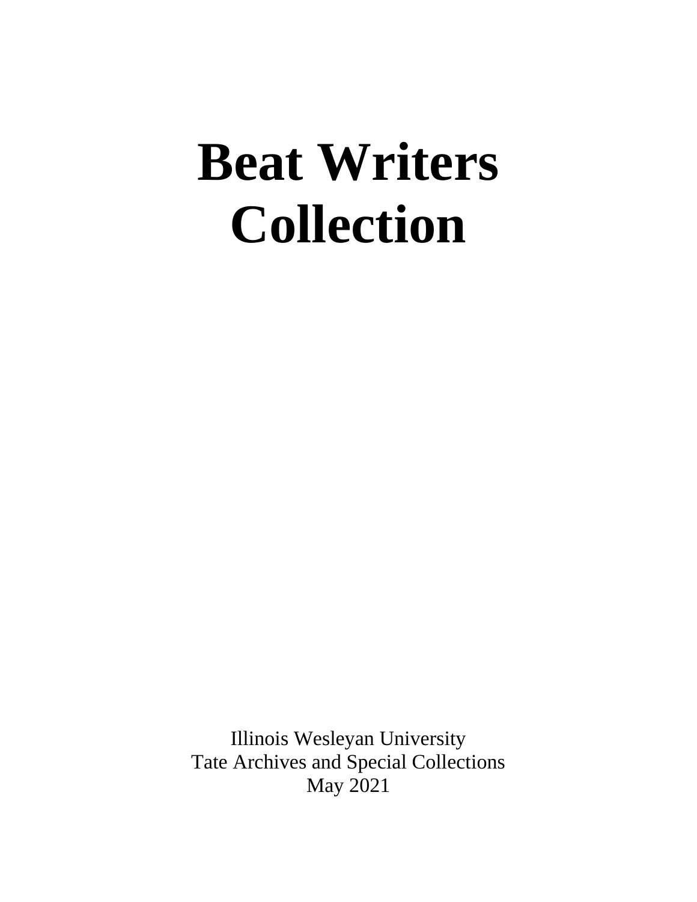# Beat Writers Collection

Illinois Wesleyan University
Tate Archives and Special Collections
May 2021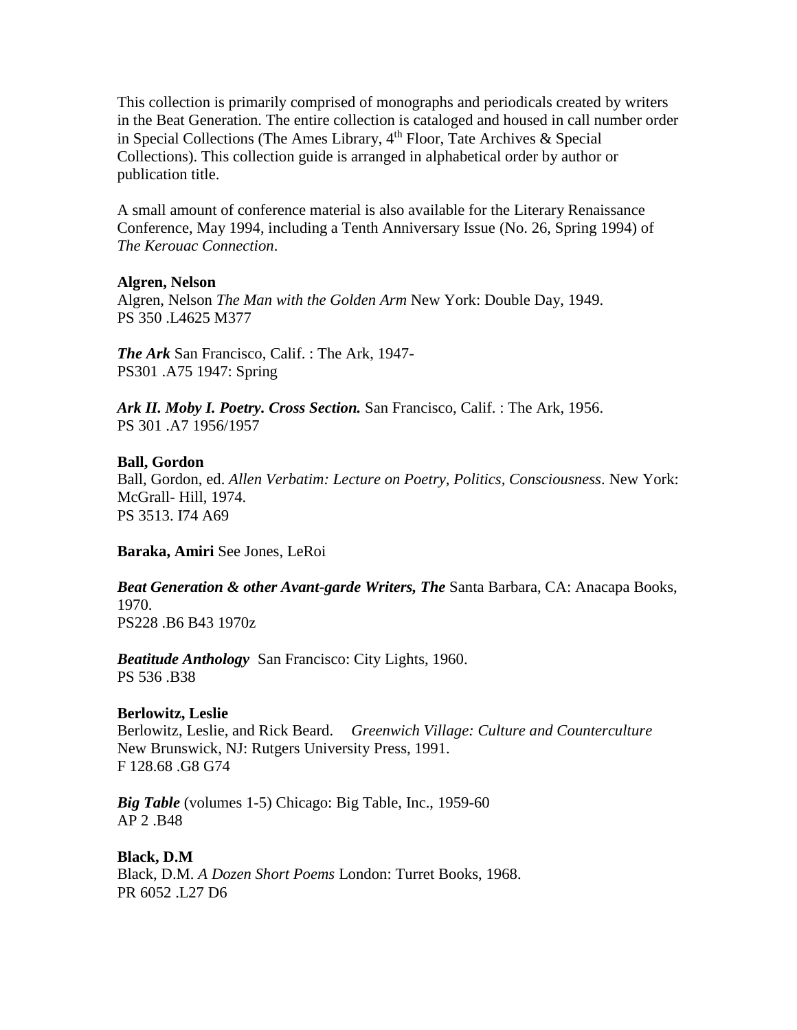This collection is primarily comprised of monographs and periodicals created by writers in the Beat Generation. The entire collection is cataloged and housed in call number order in Special Collections (The Ames Library, 4th Floor, Tate Archives & Special Collections). This collection guide is arranged in alphabetical order by author or publication title.

A small amount of conference material is also available for the Literary Renaissance Conference, May 1994, including a Tenth Anniversary Issue (No. 26, Spring 1994) of *The Kerouac Connection*.

**Algren, Nelson**
Algren, Nelson *The Man with the Golden Arm* New York: Double Day, 1949.
PS 350 .L4625 M377

***The Ark*** San Francisco, Calif. : The Ark, 1947-
PS301 .A75 1947: Spring

***Ark II. Moby I. Poetry. Cross Section.*** San Francisco, Calif. : The Ark, 1956.
PS 301 .A7 1956/1957

**Ball, Gordon**
Ball, Gordon, ed. *Allen Verbatim: Lecture on Poetry, Politics, Consciousness*. New York: McGrall- Hill, 1974.
PS 3513. I74 A69

**Baraka, Amiri** See Jones, LeRoi

***Beat Generation & other Avant-garde Writers, The*** Santa Barbara, CA: Anacapa Books, 1970.
PS228 .B6 B43 1970z

***Beatitude Anthology*** San Francisco: City Lights, 1960.
PS 536 .B38

**Berlowitz, Leslie**
Berlowitz, Leslie, and Rick Beard. *Greenwich Village: Culture and Counterculture* New Brunswick, NJ: Rutgers University Press, 1991.
F 128.68 .G8 G74

***Big Table*** (volumes 1-5) Chicago: Big Table, Inc., 1959-60
AP 2 .B48

**Black, D.M**
Black, D.M. *A Dozen Short Poems* London: Turret Books, 1968.
PR 6052 .L27 D6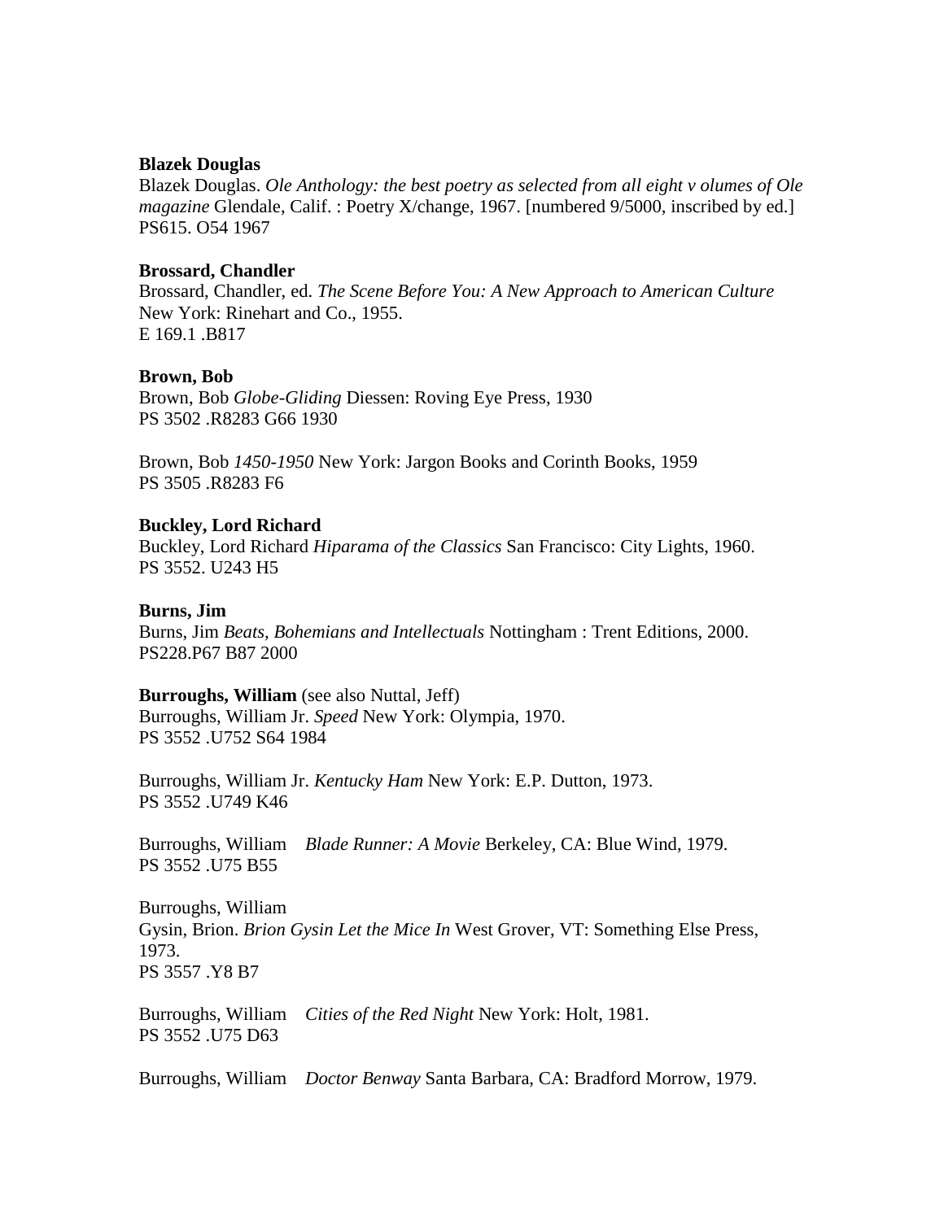**Blazek Douglas**

Blazek Douglas. *Ole Anthology: the best poetry as selected from all eight v olumes of Ole magazine* Glendale, Calif. : Poetry X/change, 1967. [numbered 9/5000, inscribed by ed.]
PS615. O54 1967

**Brossard, Chandler**

Brossard, Chandler, ed. *The Scene Before You: A New Approach to American Culture* New York: Rinehart and Co., 1955.
E 169.1 .B817

**Brown, Bob**

Brown, Bob *Globe-Gliding* Diessen: Roving Eye Press, 1930
PS 3502 .R8283 G66 1930

Brown, Bob *1450-1950* New York: Jargon Books and Corinth Books, 1959
PS 3505 .R8283 F6

**Buckley, Lord Richard**

Buckley, Lord Richard *Hiparama of the Classics* San Francisco: City Lights, 1960.
PS 3552. U243 H5

**Burns, Jim**

Burns, Jim *Beats, Bohemians and Intellectuals* Nottingham : Trent Editions, 2000.
PS228.P67 B87 2000

**Burroughs, William** (see also Nuttal, Jeff)

Burroughs, William Jr. *Speed* New York: Olympia, 1970.
PS 3552 .U752 S64 1984

Burroughs, William Jr. *Kentucky Ham* New York: E.P. Dutton, 1973.
PS 3552 .U749 K46

Burroughs, William *Blade Runner: A Movie* Berkeley, CA: Blue Wind, 1979.
PS 3552 .U75 B55

Burroughs, William
Gysin, Brion. *Brion Gysin Let the Mice In* West Grover, VT: Something Else Press, 1973.
PS 3557 .Y8 B7

Burroughs, William *Cities of the Red Night* New York: Holt, 1981.
PS 3552 .U75 D63

Burroughs, William *Doctor Benway* Santa Barbara, CA: Bradford Morrow, 1979.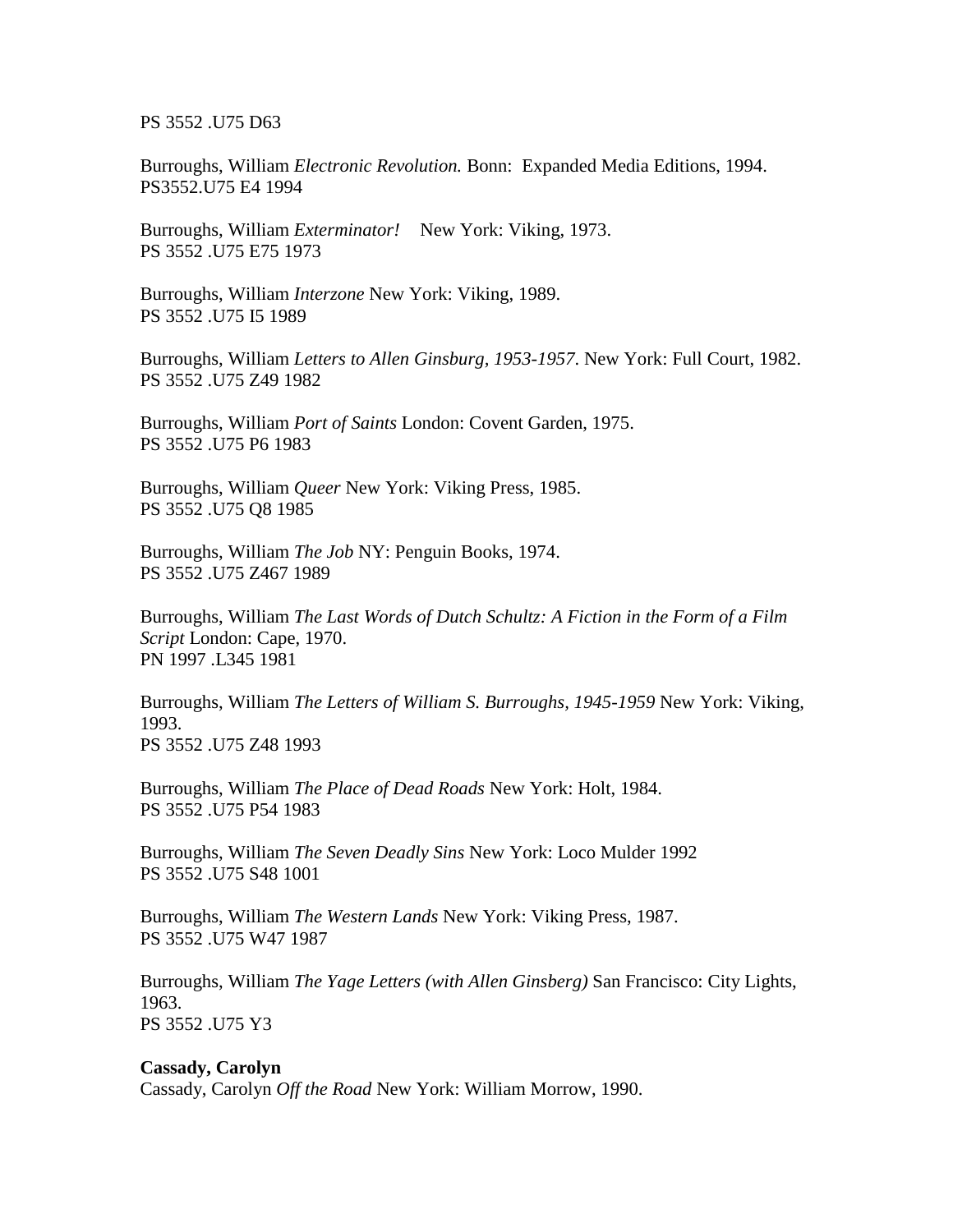PS 3552 .U75 D63

Burroughs, William *Electronic Revolution.* Bonn: Expanded Media Editions, 1994.
PS3552.U75 E4 1994

Burroughs, William *Exterminator!* New York: Viking, 1973.
PS 3552 .U75 E75 1973

Burroughs, William *Interzone* New York: Viking, 1989.
PS 3552 .U75 I5 1989

Burroughs, William *Letters to Allen Ginsburg, 1953-1957*. New York: Full Court, 1982.
PS 3552 .U75 Z49 1982

Burroughs, William *Port of Saints* London: Covent Garden, 1975.
PS 3552 .U75 P6 1983

Burroughs, William *Queer* New York: Viking Press, 1985.
PS 3552 .U75 Q8 1985

Burroughs, William *The Job* NY: Penguin Books, 1974.
PS 3552 .U75 Z467 1989

Burroughs, William *The Last Words of Dutch Schultz: A Fiction in the Form of a Film Script* London: Cape, 1970.
PN 1997 .L345 1981

Burroughs, William *The Letters of William S. Burroughs, 1945-1959* New York: Viking, 1993.
PS 3552 .U75 Z48 1993

Burroughs, William *The Place of Dead Roads* New York: Holt, 1984.
PS 3552 .U75 P54 1983

Burroughs, William *The Seven Deadly Sins* New York: Loco Mulder 1992
PS 3552 .U75 S48 1001

Burroughs, William *The Western Lands* New York: Viking Press, 1987.
PS 3552 .U75 W47 1987

Burroughs, William *The Yage Letters (with Allen Ginsberg)* San Francisco: City Lights, 1963.
PS 3552 .U75 Y3

**Cassady, Carolyn**

Cassady, Carolyn *Off the Road* New York: William Morrow, 1990.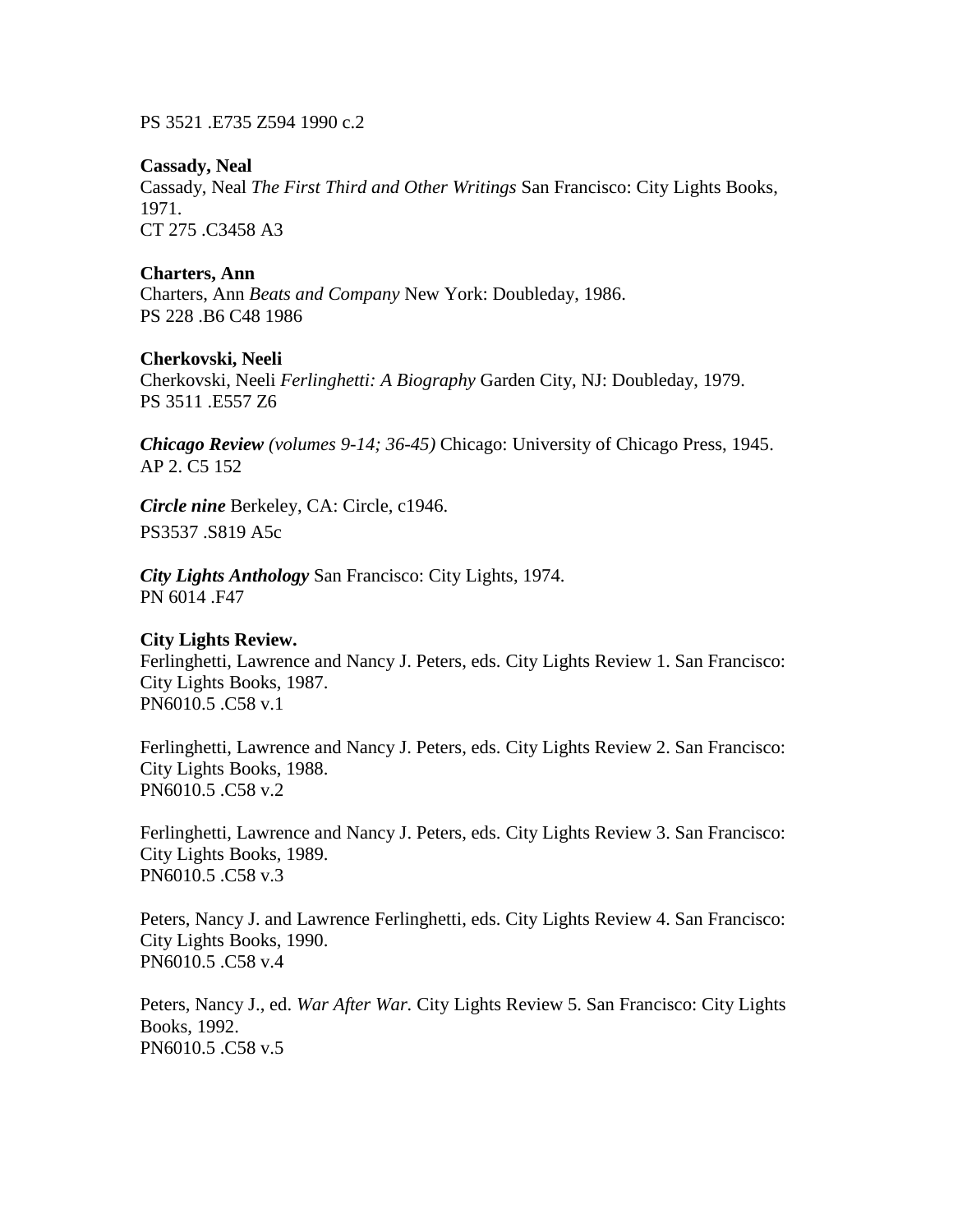PS 3521 .E735 Z594 1990 c.2

**Cassady, Neal**
Cassady, Neal *The First Third and Other Writings* San Francisco: City Lights Books, 1971.
CT 275 .C3458 A3

**Charters, Ann**
Charters, Ann *Beats and Company* New York: Doubleday, 1986.
PS 228 .B6 C48 1986

**Cherkovski, Neeli**
Cherkovski, Neeli *Ferlinghetti: A Biography* Garden City, NJ: Doubleday, 1979.
PS 3511 .E557 Z6

***Chicago Review** (volumes 9-14; 36-45)* Chicago: University of Chicago Press, 1945.
AP 2. C5 152

***Circle nine*** Berkeley, CA: Circle, c1946.
PS3537 .S819 A5c

***City Lights Anthology*** San Francisco: City Lights, 1974.
PN 6014 .F47

**City Lights Review.**
Ferlinghetti, Lawrence and Nancy J. Peters, eds. City Lights Review 1. San Francisco: City Lights Books, 1987.
PN6010.5 .C58 v.1

Ferlinghetti, Lawrence and Nancy J. Peters, eds. City Lights Review 2. San Francisco: City Lights Books, 1988.
PN6010.5 .C58 v.2

Ferlinghetti, Lawrence and Nancy J. Peters, eds. City Lights Review 3. San Francisco: City Lights Books, 1989.
PN6010.5 .C58 v.3

Peters, Nancy J. and Lawrence Ferlinghetti, eds. City Lights Review 4. San Francisco: City Lights Books, 1990.
PN6010.5 .C58 v.4

Peters, Nancy J., ed. *War After War*. City Lights Review 5. San Francisco: City Lights Books, 1992.
PN6010.5 .C58 v.5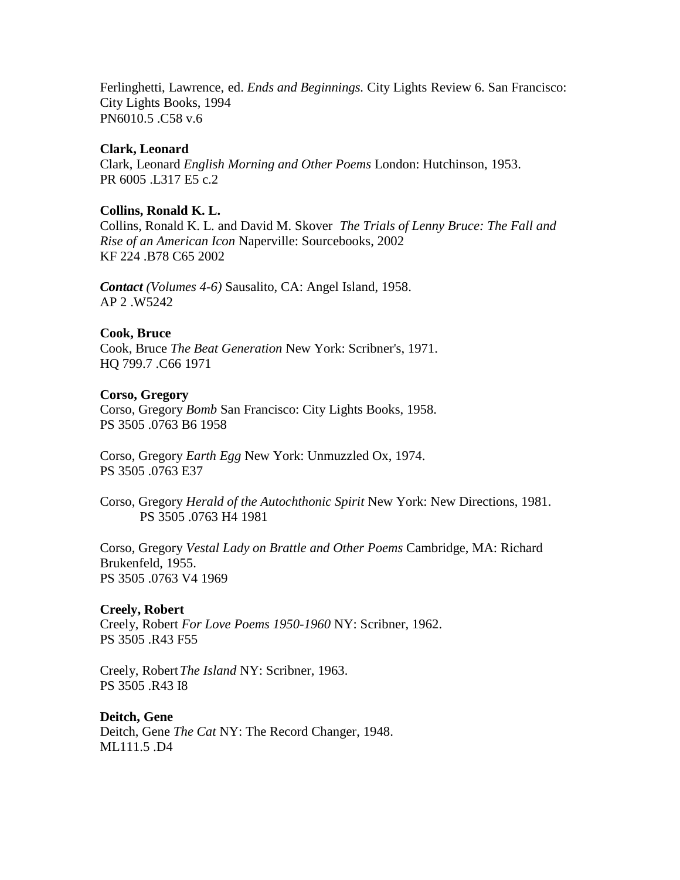Ferlinghetti, Lawrence, ed. *Ends and Beginnings.* City Lights Review 6. San Francisco: City Lights Books, 1994
PN6010.5 .C58 v.6

**Clark, Leonard**
Clark, Leonard *English Morning and Other Poems* London: Hutchinson, 1953.
PR 6005 .L317 E5 c.2

**Collins, Ronald K. L.**
Collins, Ronald K. L. and David M. Skover *The Trials of Lenny Bruce: The Fall and Rise of an American Icon* Naperville: Sourcebooks, 2002
KF 224 .B78 C65 2002

***Contact** (Volumes 4-6)* Sausalito, CA: Angel Island, 1958.
AP 2 .W5242

**Cook, Bruce**
Cook, Bruce *The Beat Generation* New York: Scribner's, 1971.
HQ 799.7 .C66 1971

**Corso, Gregory**
Corso, Gregory *Bomb* San Francisco: City Lights Books, 1958.
PS 3505 .0763 B6 1958

Corso, Gregory *Earth Egg* New York: Unmuzzled Ox, 1974.
PS 3505 .0763 E37

Corso, Gregory *Herald of the Autochthonic Spirit* New York: New Directions, 1981.
PS 3505 .0763 H4 1981

Corso, Gregory *Vestal Lady on Brattle and Other Poems* Cambridge, MA: Richard Brukenfeld, 1955.
PS 3505 .0763 V4 1969

**Creely, Robert**
Creely, Robert *For Love Poems 1950-1960* NY: Scribner, 1962.
PS 3505 .R43 F55

Creely, Robert *The Island* NY: Scribner, 1963.
PS 3505 .R43 I8

**Deitch, Gene**
Deitch, Gene *The Cat* NY: The Record Changer, 1948.
ML111.5 .D4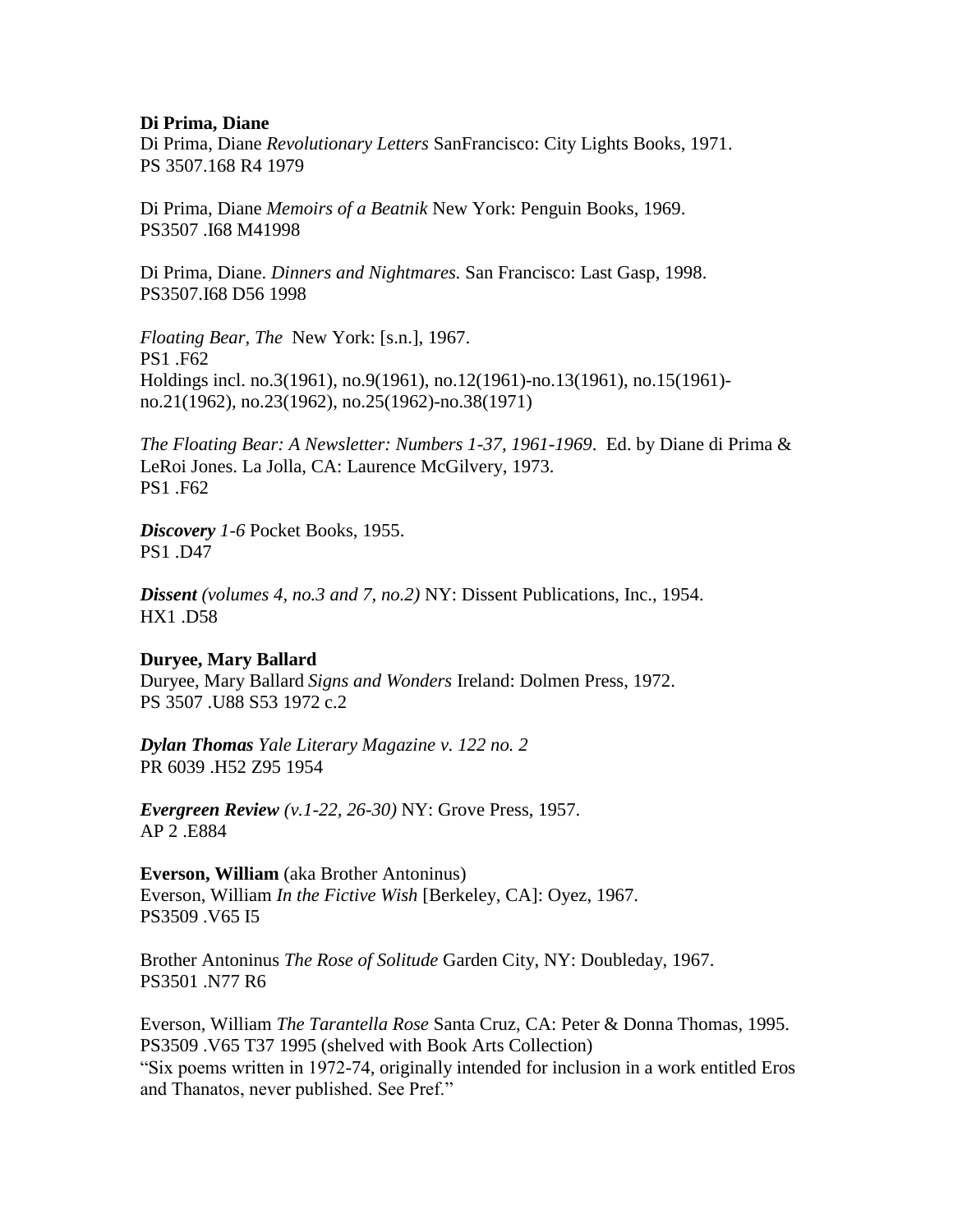**Di Prima, Diane**
Di Prima, Diane *Revolutionary Letters* SanFrancisco: City Lights Books, 1971.
PS 3507.168 R4 1979

Di Prima, Diane *Memoirs of a Beatnik* New York: Penguin Books, 1969.
PS3507 .I68 M41998

Di Prima, Diane. *Dinners and Nightmares.* San Francisco: Last Gasp, 1998.
PS3507.I68 D56 1998

*Floating Bear, The* New York: [s.n.], 1967.
PS1 .F62
Holdings incl. no.3(1961), no.9(1961), no.12(1961)-no.13(1961), no.15(1961)-no.21(1962), no.23(1962), no.25(1962)-no.38(1971)

*The Floating Bear: A Newsletter: Numbers 1-37, 1961-1969*. Ed. by Diane di Prima & LeRoi Jones. La Jolla, CA: Laurence McGilvery, 1973.
PS1 .F62

***Discovery** 1-6* Pocket Books, 1955.
PS1 .D47

***Dissent** (volumes 4, no.3 and 7, no.2)* NY: Dissent Publications, Inc., 1954.
HX1 .D58

**Duryee, Mary Ballard**
Duryee, Mary Ballard *Signs and Wonders* Ireland: Dolmen Press, 1972.
PS 3507 .U88 S53 1972 c.2

***Dylan Thomas** Yale Literary Magazine v. 122 no. 2*
PR 6039 .H52 Z95 1954

***Evergreen Review** (v.1-22, 26-30)* NY: Grove Press, 1957.
AP 2 .E884

**Everson, William** (aka Brother Antoninus)
Everson, William *In the Fictive Wish* [Berkeley, CA]: Oyez, 1967.
PS3509 .V65 I5

Brother Antoninus *The Rose of Solitude* Garden City, NY: Doubleday, 1967.
PS3501 .N77 R6

Everson, William *The Tarantella Rose* Santa Cruz, CA: Peter & Donna Thomas, 1995.
PS3509 .V65 T37 1995 (shelved with Book Arts Collection)
"Six poems written in 1972-74, originally intended for inclusion in a work entitled Eros and Thanatos, never published. See Pref."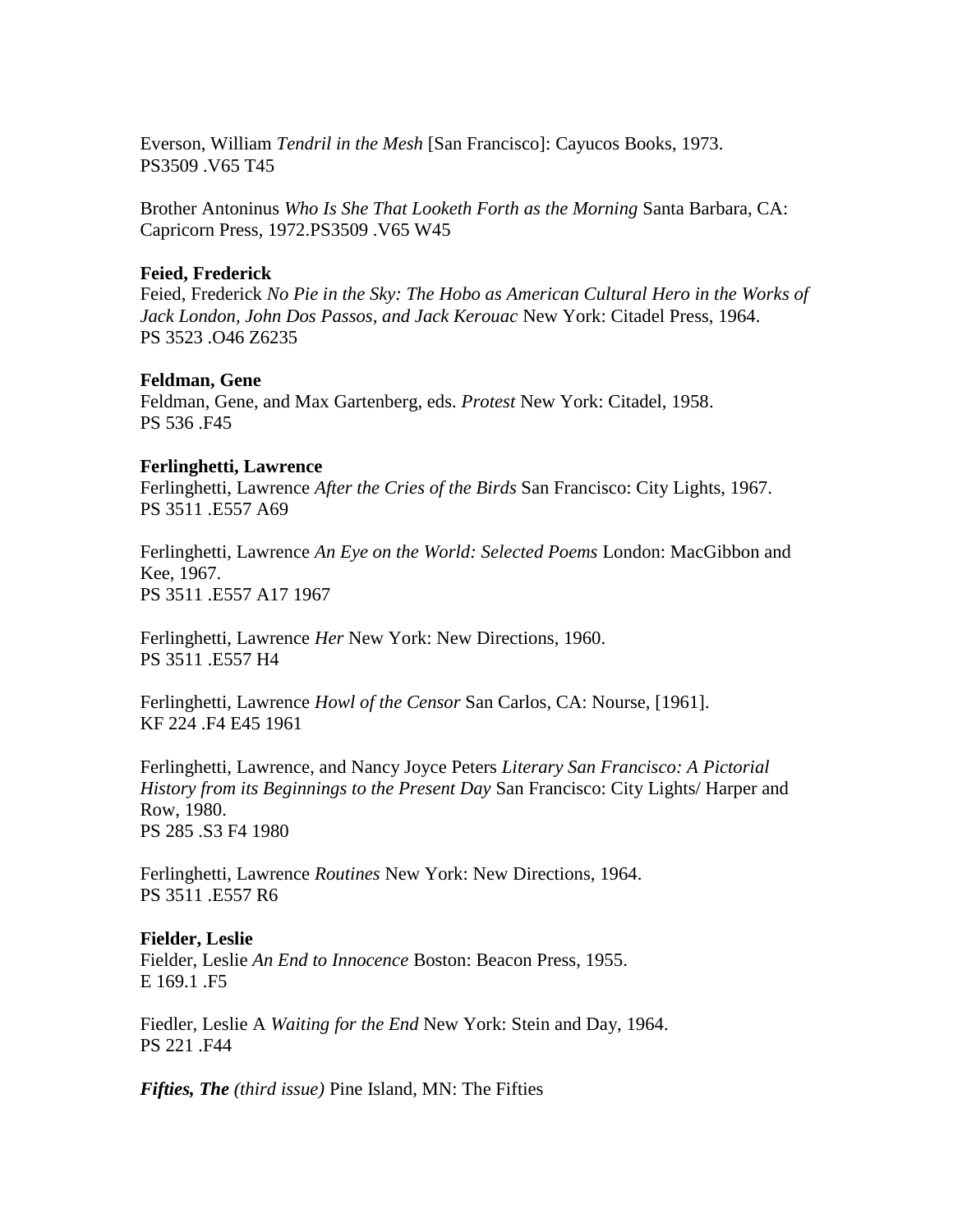Everson, William *Tendril in the Mesh* [San Francisco]: Cayucos Books, 1973.
PS3509 .V65 T45

Brother Antoninus *Who Is She That Looketh Forth as the Morning* Santa Barbara, CA: Capricorn Press, 1972.PS3509 .V65 W45

**Feied, Frederick**
Feied, Frederick *No Pie in the Sky: The Hobo as American Cultural Hero in the Works of Jack London, John Dos Passos, and Jack Kerouac* New York: Citadel Press, 1964.
PS 3523 .O46 Z6235

**Feldman, Gene**
Feldman, Gene, and Max Gartenberg, eds. *Protest* New York: Citadel, 1958.
PS 536 .F45

**Ferlinghetti, Lawrence**
Ferlinghetti, Lawrence *After the Cries of the Birds* San Francisco: City Lights, 1967.
PS 3511 .E557 A69

Ferlinghetti, Lawrence *An Eye on the World: Selected Poems* London: MacGibbon and Kee, 1967.
PS 3511 .E557 A17 1967

Ferlinghetti, Lawrence *Her* New York: New Directions, 1960.
PS 3511 .E557 H4

Ferlinghetti, Lawrence *Howl of the Censor* San Carlos, CA: Nourse, [1961].
KF 224 .F4 E45 1961

Ferlinghetti, Lawrence, and Nancy Joyce Peters *Literary San Francisco: A Pictorial History from its Beginnings to the Present Day* San Francisco: City Lights/ Harper and Row, 1980.
PS 285 .S3 F4 1980

Ferlinghetti, Lawrence *Routines* New York: New Directions, 1964.
PS 3511 .E557 R6

**Fielder, Leslie**
Fielder, Leslie *An End to Innocence* Boston: Beacon Press, 1955.
E 169.1 .F5

Fiedler, Leslie A *Waiting for the End* New York: Stein and Day, 1964.
PS 221 .F44

***Fifties, The*** *(third issue)* Pine Island, MN: The Fifties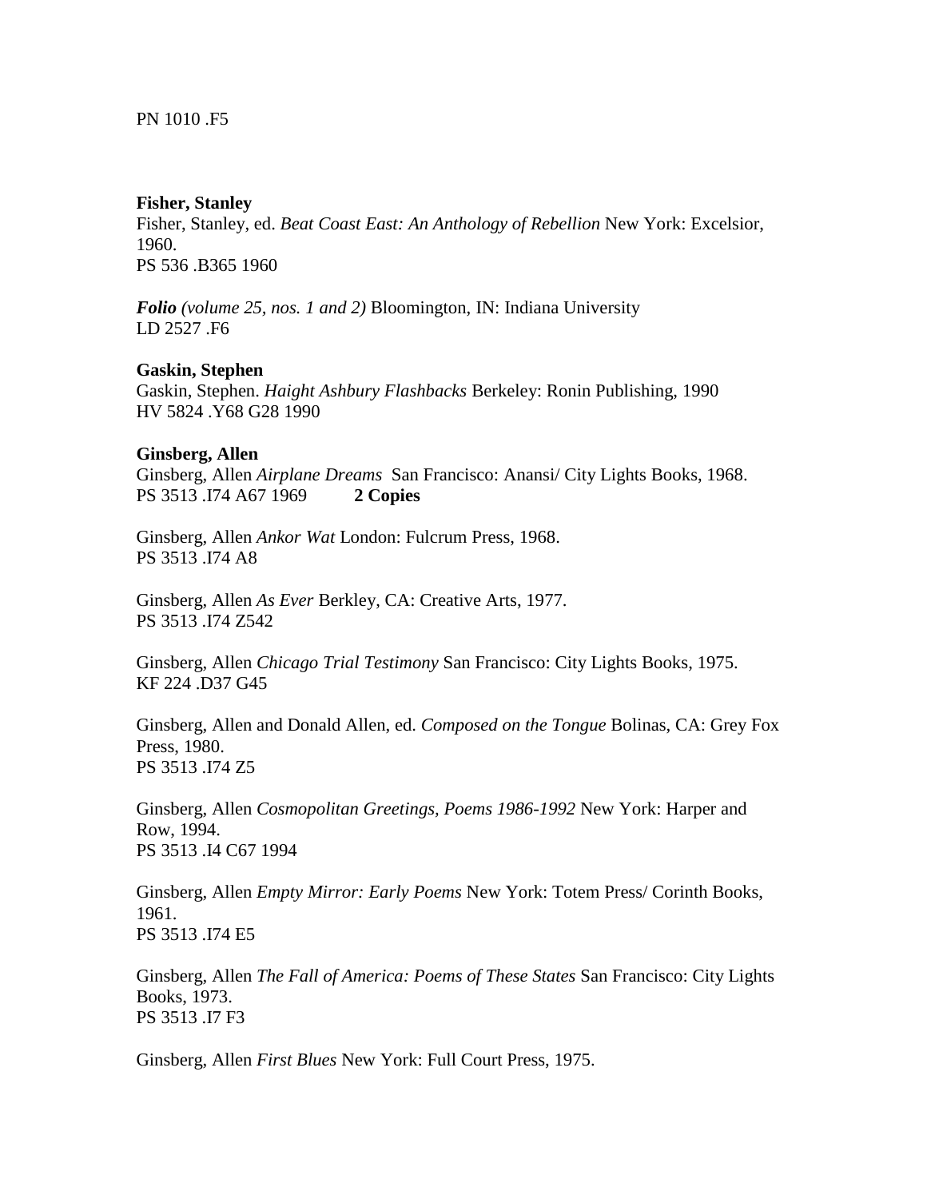PN 1010 .F5

**Fisher, Stanley**

Fisher, Stanley, ed. *Beat Coast East: An Anthology of Rebellion* New York: Excelsior, 1960.
PS 536 .B365 1960

***Folio*** *(volume 25, nos. 1 and 2)* Bloomington, IN: Indiana University
LD 2527 .F6

**Gaskin, Stephen**

Gaskin, Stephen. *Haight Ashbury Flashbacks* Berkeley: Ronin Publishing, 1990
HV 5824 .Y68 G28 1990

**Ginsberg, Allen**

Ginsberg, Allen *Airplane Dreams* San Francisco: Anansi/ City Lights Books, 1968.
PS 3513 .I74 A67 1969 **2 Copies**

Ginsberg, Allen *Ankor Wat* London: Fulcrum Press, 1968.
PS 3513 .I74 A8

Ginsberg, Allen *As Ever* Berkley, CA: Creative Arts, 1977.
PS 3513 .I74 Z542

Ginsberg, Allen *Chicago Trial Testimony* San Francisco: City Lights Books, 1975.
KF 224 .D37 G45

Ginsberg, Allen and Donald Allen, ed. *Composed on the Tongue* Bolinas, CA: Grey Fox Press, 1980.
PS 3513 .I74 Z5

Ginsberg, Allen *Cosmopolitan Greetings, Poems 1986-1992* New York: Harper and Row, 1994.
PS 3513 .I4 C67 1994

Ginsberg, Allen *Empty Mirror: Early Poems* New York: Totem Press/ Corinth Books, 1961.
PS 3513 .I74 E5

Ginsberg, Allen *The Fall of America: Poems of These States* San Francisco: City Lights Books, 1973.
PS 3513 .I7 F3

Ginsberg, Allen *First Blues* New York: Full Court Press, 1975.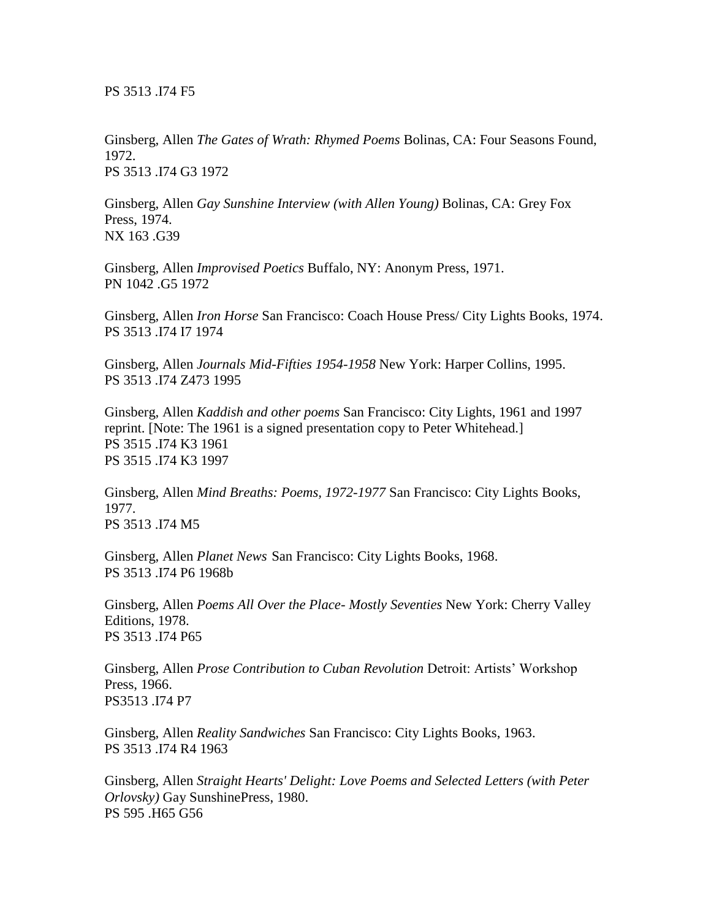PS 3513 .I74 F5

Ginsberg, Allen *The Gates of Wrath: Rhymed Poems* Bolinas, CA: Four Seasons Found, 1972.
PS 3513 .I74 G3 1972

Ginsberg, Allen *Gay Sunshine Interview (with Allen Young)* Bolinas, CA: Grey Fox Press, 1974.
NX 163 .G39

Ginsberg, Allen *Improvised Poetics* Buffalo, NY: Anonym Press, 1971.
PN 1042 .G5 1972

Ginsberg, Allen *Iron Horse* San Francisco: Coach House Press/ City Lights Books, 1974.
PS 3513 .I74 I7 1974

Ginsberg, Allen *Journals Mid-Fifties 1954-1958* New York: Harper Collins, 1995.
PS 3513 .I74 Z473 1995

Ginsberg, Allen *Kaddish and other poems* San Francisco: City Lights, 1961 and 1997 reprint. [Note: The 1961 is a signed presentation copy to Peter Whitehead.]
PS 3515 .I74 K3 1961
PS 3515 .I74 K3 1997

Ginsberg, Allen *Mind Breaths: Poems, 1972-1977* San Francisco: City Lights Books, 1977.
PS 3513 .I74 M5

Ginsberg, Allen *Planet News* San Francisco: City Lights Books, 1968.
PS 3513 .I74 P6 1968b

Ginsberg, Allen *Poems All Over the Place- Mostly Seventies* New York: Cherry Valley Editions, 1978.
PS 3513 .I74 P65

Ginsberg, Allen *Prose Contribution to Cuban Revolution* Detroit: Artists' Workshop Press, 1966.
PS3513 .I74 P7

Ginsberg, Allen *Reality Sandwiches* San Francisco: City Lights Books, 1963.
PS 3513 .I74 R4 1963

Ginsberg, Allen *Straight Hearts' Delight: Love Poems and Selected Letters (with Peter Orlovsky)* Gay SunshinePress, 1980.
PS 595 .H65 G56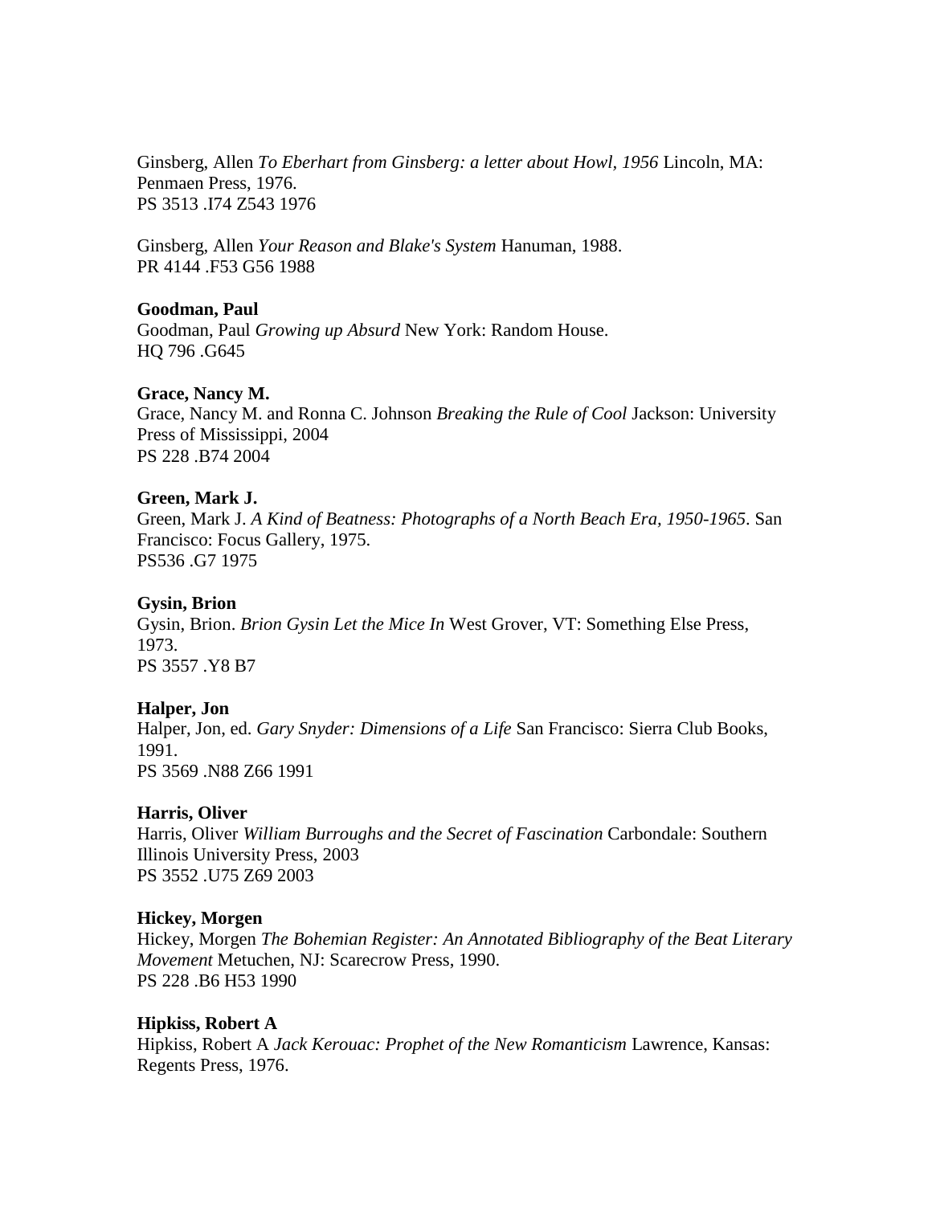Ginsberg, Allen *To Eberhart from Ginsberg: a letter about Howl, 1956* Lincoln, MA: Penmaen Press, 1976.
PS 3513 .I74 Z543 1976

Ginsberg, Allen *Your Reason and Blake's System* Hanuman, 1988.
PR 4144 .F53 G56 1988

**Goodman, Paul**
Goodman, Paul *Growing up Absurd* New York: Random House.
HQ 796 .G645

**Grace, Nancy M.**
Grace, Nancy M. and Ronna C. Johnson *Breaking the Rule of Cool* Jackson: University Press of Mississippi, 2004
PS 228 .B74 2004

**Green, Mark J.**
Green, Mark J. *A Kind of Beatness: Photographs of a North Beach Era, 1950-1965*. San Francisco: Focus Gallery, 1975.
PS536 .G7 1975

**Gysin, Brion**
Gysin, Brion. *Brion Gysin Let the Mice In* West Grover, VT: Something Else Press, 1973.
PS 3557 .Y8 B7

**Halper, Jon**
Halper, Jon, ed. *Gary Snyder: Dimensions of a Life* San Francisco: Sierra Club Books, 1991.
PS 3569 .N88 Z66 1991

**Harris, Oliver**
Harris, Oliver *William Burroughs and the Secret of Fascination* Carbondale: Southern Illinois University Press, 2003
PS 3552 .U75 Z69 2003

**Hickey, Morgen**
Hickey, Morgen *The Bohemian Register: An Annotated Bibliography of the Beat Literary Movement* Metuchen, NJ: Scarecrow Press, 1990.
PS 228 .B6 H53 1990

**Hipkiss, Robert A**
Hipkiss, Robert A *Jack Kerouac: Prophet of the New Romanticism* Lawrence, Kansas: Regents Press, 1976.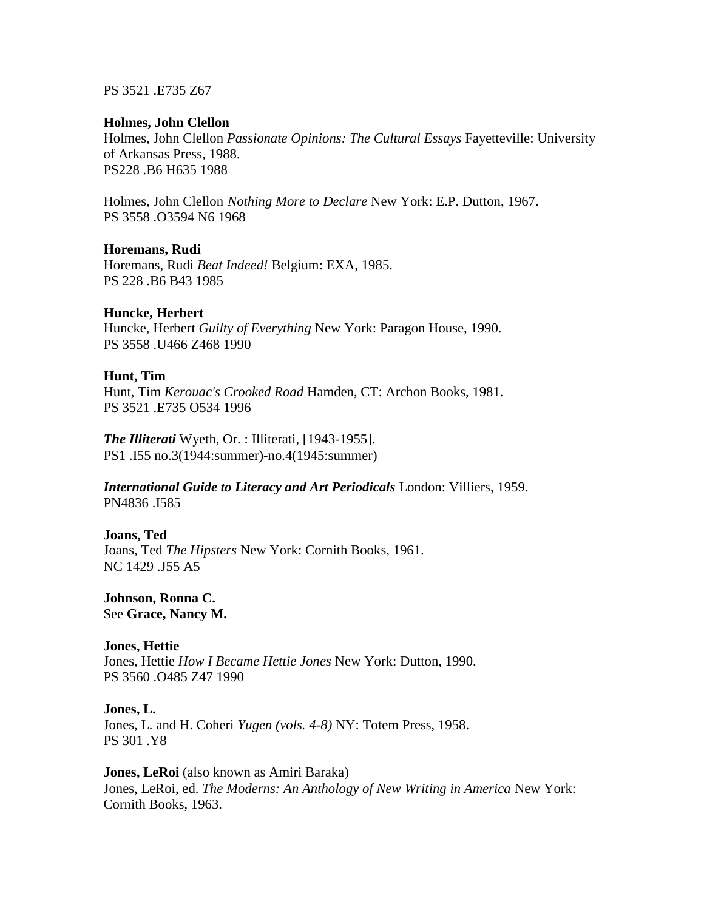PS 3521 .E735 Z67

**Holmes, John Clellon**
Holmes, John Clellon *Passionate Opinions: The Cultural Essays* Fayetteville: University of Arkansas Press, 1988.
PS228 .B6 H635 1988

Holmes, John Clellon *Nothing More to Declare* New York: E.P. Dutton, 1967.
PS 3558 .O3594 N6 1968

**Horemans, Rudi**
Horemans, Rudi *Beat Indeed!* Belgium: EXA, 1985.
PS 228 .B6 B43 1985

**Huncke, Herbert**
Huncke, Herbert *Guilty of Everything* New York: Paragon House, 1990.
PS 3558 .U466 Z468 1990

**Hunt, Tim**
Hunt, Tim *Kerouac's Crooked Road* Hamden, CT: Archon Books, 1981.
PS 3521 .E735 O534 1996

***The Illiterati*** Wyeth, Or. : Illiterati, [1943-1955].
PS1 .I55 no.3(1944:summer)-no.4(1945:summer)

***International Guide to Literacy and Art Periodicals*** London: Villiers, 1959.
PN4836 .I585

**Joans, Ted**
Joans, Ted *The Hipsters* New York: Cornith Books, 1961.
NC 1429 .J55 A5

**Johnson, Ronna C.**
See **Grace, Nancy M.**

**Jones, Hettie**
Jones, Hettie *How I Became Hettie Jones* New York: Dutton, 1990.
PS 3560 .O485 Z47 1990

**Jones, L.**
Jones, L. and H. Coheri *Yugen (vols. 4-8)* NY: Totem Press, 1958.
PS 301 .Y8

**Jones, LeRoi** (also known as Amiri Baraka)
Jones, LeRoi, ed. *The Moderns: An Anthology of New Writing in America* New York: Cornith Books, 1963.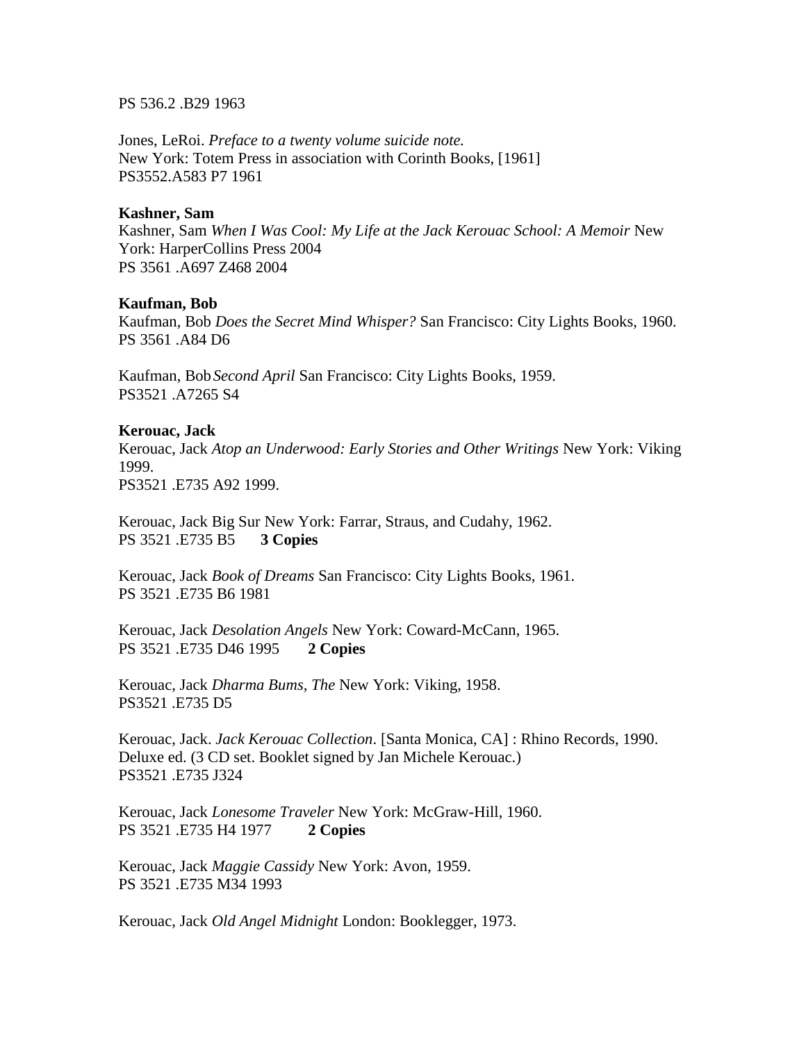PS 536.2 .B29 1963

Jones, LeRoi. *Preface to a twenty volume suicide note.*
New York: Totem Press in association with Corinth Books, [1961]
PS3552.A583 P7 1961

**Kashner, Sam**

Kashner, Sam *When I Was Cool: My Life at the Jack Kerouac School: A Memoir* New York: HarperCollins Press 2004
PS 3561 .A697 Z468 2004

**Kaufman, Bob**

Kaufman, Bob *Does the Secret Mind Whisper?* San Francisco: City Lights Books, 1960.
PS 3561 .A84 D6

Kaufman, Bob *Second April* San Francisco: City Lights Books, 1959.
PS3521 .A7265 S4

**Kerouac, Jack**

Kerouac, Jack *Atop an Underwood: Early Stories and Other Writings* New York: Viking 1999.
PS3521 .E735 A92 1999.

Kerouac, Jack Big Sur New York: Farrar, Straus, and Cudahy, 1962.
PS 3521 .E735 B5 **3 Copies**

Kerouac, Jack *Book of Dreams* San Francisco: City Lights Books, 1961.
PS 3521 .E735 B6 1981

Kerouac, Jack *Desolation Angels* New York: Coward-McCann, 1965.
PS 3521 .E735 D46 1995 **2 Copies**

Kerouac, Jack *Dharma Bums, The* New York: Viking, 1958.
PS3521 .E735 D5

Kerouac, Jack. *Jack Kerouac Collection*. [Santa Monica, CA] : Rhino Records, 1990.
Deluxe ed. (3 CD set. Booklet signed by Jan Michele Kerouac.)
PS3521 .E735 J324

Kerouac, Jack *Lonesome Traveler* New York: McGraw-Hill, 1960.
PS 3521 .E735 H4 1977 **2 Copies**

Kerouac, Jack *Maggie Cassidy* New York: Avon, 1959.
PS 3521 .E735 M34 1993

Kerouac, Jack *Old Angel Midnight* London: Booklegger, 1973.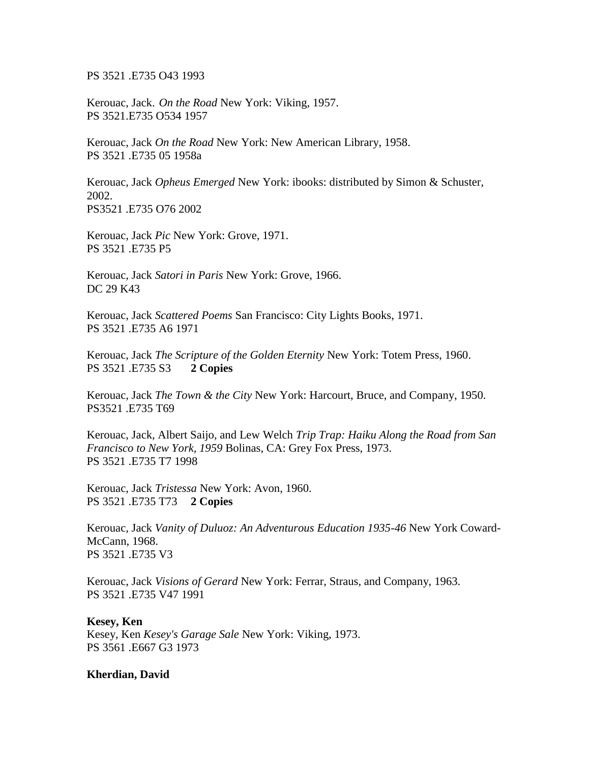PS 3521 .E735 O43 1993

Kerouac, Jack. *On the Road* New York: Viking, 1957.
PS 3521.E735 O534 1957

Kerouac, Jack *On the Road* New York: New American Library, 1958.
PS 3521 .E735 05 1958a

Kerouac, Jack *Opheus Emerged* New York: ibooks: distributed by Simon & Schuster, 2002.
PS3521 .E735 O76 2002

Kerouac, Jack *Pic* New York: Grove, 1971.
PS 3521 .E735 P5

Kerouac, Jack *Satori in Paris* New York: Grove, 1966.
DC 29 K43

Kerouac, Jack *Scattered Poems* San Francisco: City Lights Books, 1971.
PS 3521 .E735 A6 1971

Kerouac, Jack *The Scripture of the Golden Eternity* New York: Totem Press, 1960.
PS 3521 .E735 S3 **2 Copies**

Kerouac, Jack *The Town & the City* New York: Harcourt, Bruce, and Company, 1950.
PS3521 .E735 T69

Kerouac, Jack, Albert Saijo, and Lew Welch *Trip Trap: Haiku Along the Road from San Francisco to New York, 1959* Bolinas, CA: Grey Fox Press, 1973.
PS 3521 .E735 T7 1998

Kerouac, Jack *Tristessa* New York: Avon, 1960.
PS 3521 .E735 T73 **2 Copies**

Kerouac, Jack *Vanity of Duluoz: An Adventurous Education 1935-46* New York Coward-McCann, 1968.
PS 3521 .E735 V3

Kerouac, Jack *Visions of Gerard* New York: Ferrar, Straus, and Company, 1963.
PS 3521 .E735 V47 1991

**Kesey, Ken**
Kesey, Ken *Kesey's Garage Sale* New York: Viking, 1973.
PS 3561 .E667 G3 1973

**Kherdian, David**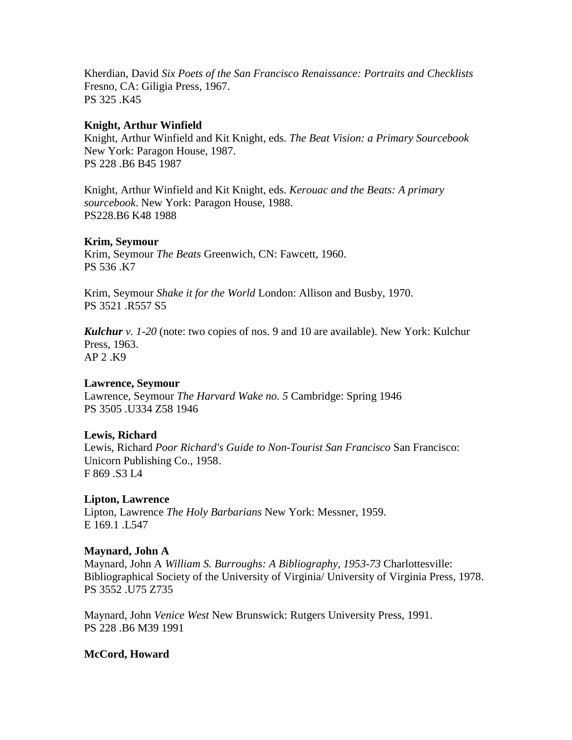Kherdian, David *Six Poets of the San Francisco Renaissance: Portraits and Checklists* Fresno, CA: Giligia Press, 1967.
PS 325 .K45

**Knight, Arthur Winfield**

Knight, Arthur Winfield and Kit Knight, eds. *The Beat Vision: a Primary Sourcebook* New York: Paragon House, 1987.
PS 228 .B6 B45 1987

Knight, Arthur Winfield and Kit Knight, eds. *Kerouac and the Beats: A primary sourcebook*. New York: Paragon House, 1988.
PS228.B6 K48 1988

**Krim, Seymour**

Krim, Seymour *The Beats* Greenwich, CN: Fawcett, 1960.
PS 536 .K7

Krim, Seymour *Shake it for the World* London: Allison and Busby, 1970.
PS 3521 .R557 S5

***Kulchur*** *v. 1-20* (note: two copies of nos. 9 and 10 are available). New York: Kulchur Press, 1963.
AP 2 .K9

**Lawrence, Seymour**

Lawrence, Seymour *The Harvard Wake no. 5* Cambridge: Spring 1946
PS 3505 .U334 Z58 1946

**Lewis, Richard**

Lewis, Richard *Poor Richard's Guide to Non-Tourist San Francisco* San Francisco: Unicorn Publishing Co., 1958.
F 869 .S3 L4

**Lipton, Lawrence**

Lipton, Lawrence *The Holy Barbarians* New York: Messner, 1959.
E 169.1 .L547

**Maynard, John A**

Maynard, John A *William S. Burroughs: A Bibliography, 1953-73* Charlottesville: Bibliographical Society of the University of Virginia/ University of Virginia Press, 1978.
PS 3552 .U75 Z735

Maynard, John *Venice West* New Brunswick: Rutgers University Press, 1991.
PS 228 .B6 M39 1991

**McCord, Howard**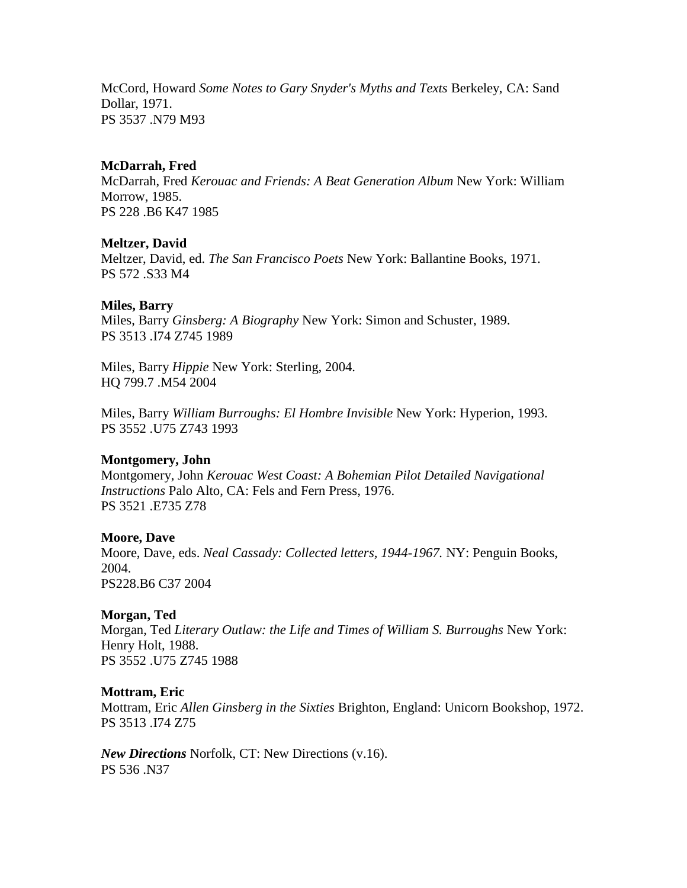McCord, Howard *Some Notes to Gary Snyder's Myths and Texts* Berkeley, CA: Sand Dollar, 1971.
PS 3537 .N79 M93

**McDarrah, Fred**

McDarrah, Fred *Kerouac and Friends: A Beat Generation Album* New York: William Morrow, 1985.
PS 228 .B6 K47 1985

**Meltzer, David**

Meltzer, David, ed. *The San Francisco Poets* New York: Ballantine Books, 1971.
PS 572 .S33 M4

**Miles, Barry**

Miles, Barry *Ginsberg: A Biography* New York: Simon and Schuster, 1989.
PS 3513 .I74 Z745 1989

Miles, Barry *Hippie* New York: Sterling, 2004.
HQ 799.7 .M54 2004

Miles, Barry *William Burroughs: El Hombre Invisible* New York: Hyperion, 1993.
PS 3552 .U75 Z743 1993

**Montgomery, John**

Montgomery, John *Kerouac West Coast: A Bohemian Pilot Detailed Navigational Instructions* Palo Alto, CA: Fels and Fern Press, 1976.
PS 3521 .E735 Z78

**Moore, Dave**

Moore, Dave, eds. *Neal Cassady: Collected letters, 1944-1967.* NY: Penguin Books, 2004.
PS228.B6 C37 2004

**Morgan, Ted**

Morgan, Ted *Literary Outlaw: the Life and Times of William S. Burroughs* New York: Henry Holt, 1988.
PS 3552 .U75 Z745 1988

**Mottram, Eric**

Mottram, Eric *Allen Ginsberg in the Sixties* Brighton, England: Unicorn Bookshop, 1972.
PS 3513 .I74 Z75

***New Directions*** Norfolk, CT: New Directions (v.16).
PS 536 .N37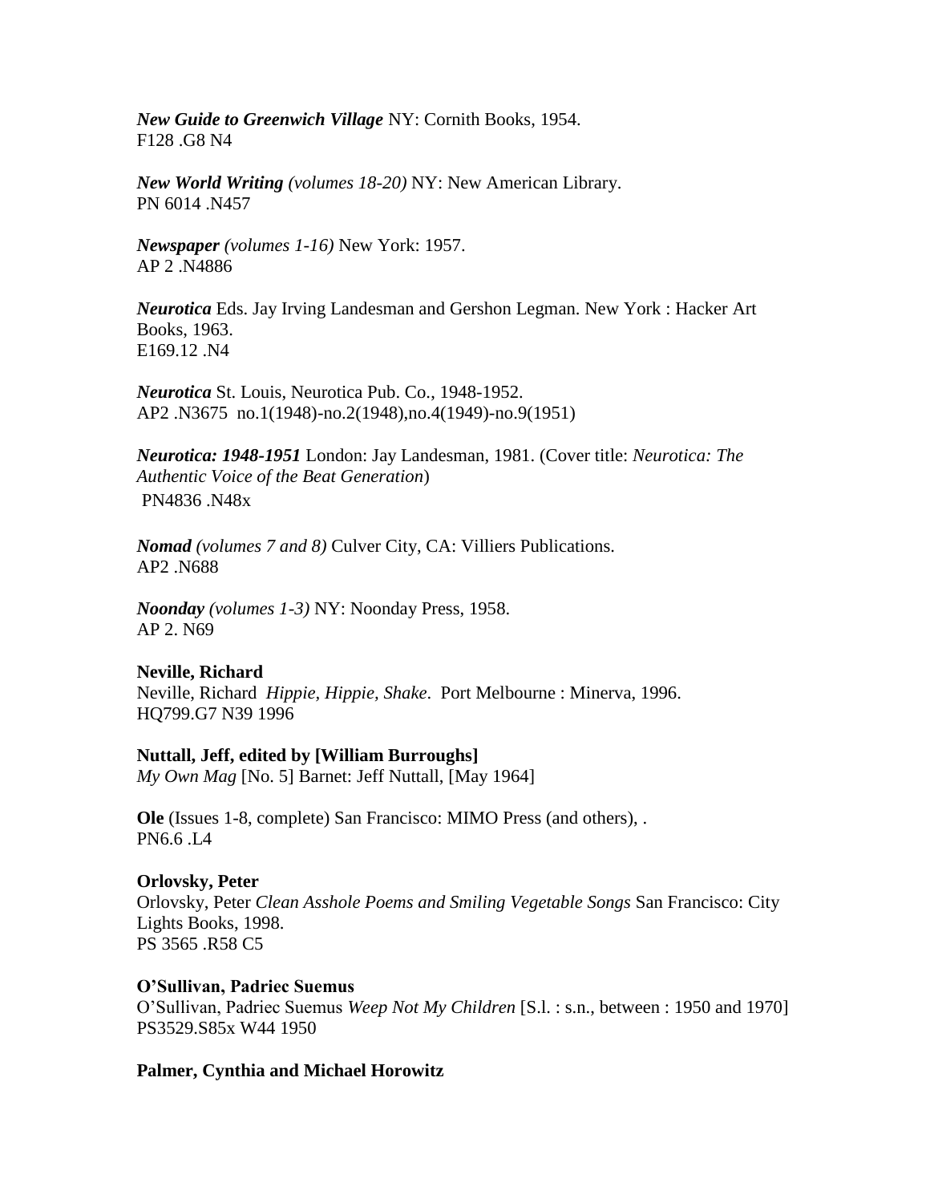***New Guide to Greenwich Village*** NY: Cornith Books, 1954.
F128 .G8 N4

***New World Writing*** *(volumes 18-20)* NY: New American Library.
PN 6014 .N457

***Newspaper*** *(volumes 1-16)* New York: 1957.
AP 2 .N4886

***Neurotica*** Eds. Jay Irving Landesman and Gershon Legman. New York : Hacker Art Books, 1963.
E169.12 .N4

***Neurotica*** St. Louis, Neurotica Pub. Co., 1948-1952.
AP2 .N3675 no.1(1948)-no.2(1948),no.4(1949)-no.9(1951)

***Neurotica: 1948-1951*** London: Jay Landesman, 1981. (Cover title: *Neurotica: The Authentic Voice of the Beat Generation*)
PN4836 .N48x

***Nomad*** *(volumes 7 and 8)* Culver City, CA: Villiers Publications.
AP2 .N688

***Noonday*** *(volumes 1-3)* NY: Noonday Press, 1958.
AP 2. N69

**Neville, Richard**
Neville, Richard *Hippie, Hippie, Shake*. Port Melbourne : Minerva, 1996.
HQ799.G7 N39 1996

**Nuttall, Jeff, edited by [William Burroughs]**
*My Own Mag* [No. 5] Barnet: Jeff Nuttall, [May 1964]

**Ole** (Issues 1-8, complete) San Francisco: MIMO Press (and others), .
PN6.6 .L4

**Orlovsky, Peter**
Orlovsky, Peter *Clean Asshole Poems and Smiling Vegetable Songs* San Francisco: City Lights Books, 1998.
PS 3565 .R58 C5

**O'Sullivan, Padriec Suemus**
O'Sullivan, Padriec Suemus *Weep Not My Children* [S.l. : s.n., between : 1950 and 1970]
PS3529.S85x W44 1950

**Palmer, Cynthia and Michael Horowitz**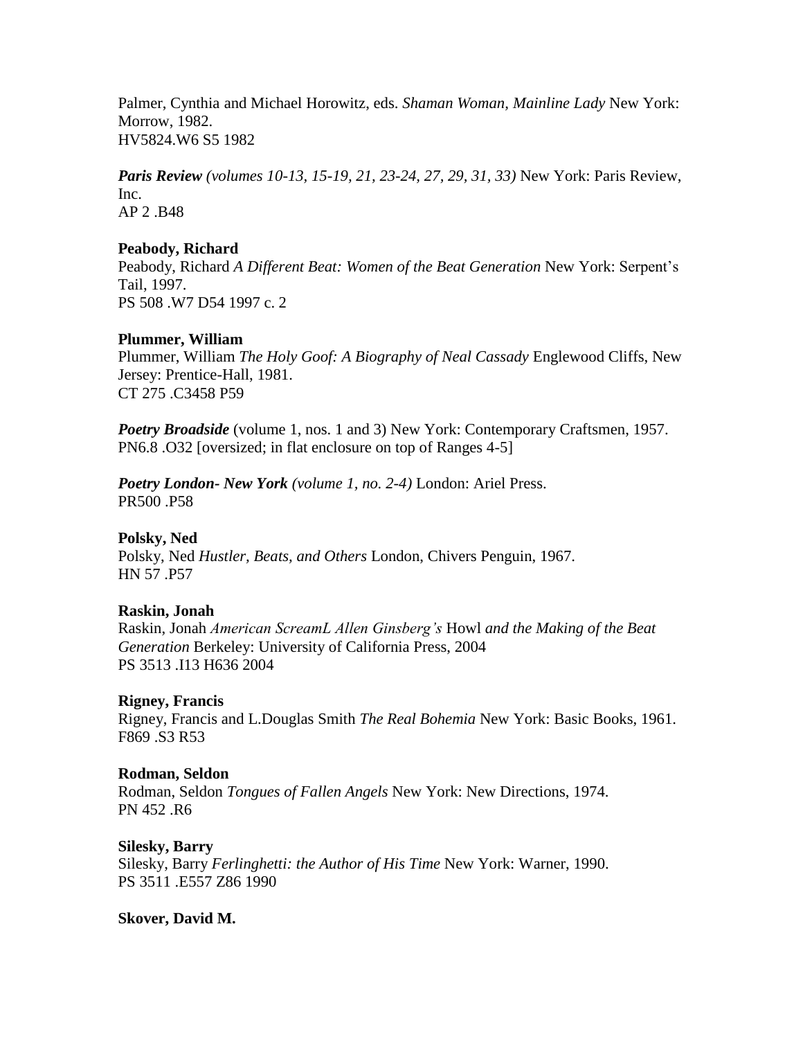Palmer, Cynthia and Michael Horowitz, eds. *Shaman Woman, Mainline Lady* New York: Morrow, 1982.
HV5824.W6 S5 1982

***Paris Review** (volumes 10-13, 15-19, 21, 23-24, 27, 29, 31, 33)* New York: Paris Review, Inc.
AP 2 .B48

**Peabody, Richard**
Peabody, Richard *A Different Beat: Women of the Beat Generation* New York: Serpent's Tail, 1997.
PS 508 .W7 D54 1997 c. 2

**Plummer, William**
Plummer, William *The Holy Goof: A Biography of Neal Cassady* Englewood Cliffs, New Jersey: Prentice-Hall, 1981.
CT 275 .C3458 P59

***Poetry Broadside*** (volume 1, nos. 1 and 3) New York: Contemporary Craftsmen, 1957.
PN6.8 .O32 [oversized; in flat enclosure on top of Ranges 4-5]

***Poetry London- New York** (volume 1, no. 2-4)* London: Ariel Press.
PR500 .P58

**Polsky, Ned**
Polsky, Ned *Hustler, Beats, and Others* London, Chivers Penguin, 1967.
HN 57 .P57

**Raskin, Jonah**
Raskin, Jonah *American ScreamL Allen Ginsberg's* Howl *and the Making of the Beat Generation* Berkeley: University of California Press, 2004
PS 3513 .I13 H636 2004

**Rigney, Francis**
Rigney, Francis and L.Douglas Smith *The Real Bohemia* New York: Basic Books, 1961.
F869 .S3 R53

**Rodman, Seldon**
Rodman, Seldon *Tongues of Fallen Angels* New York: New Directions, 1974.
PN 452 .R6

**Silesky, Barry**
Silesky, Barry *Ferlinghetti: the Author of His Time* New York: Warner, 1990.
PS 3511 .E557 Z86 1990

**Skover, David M.**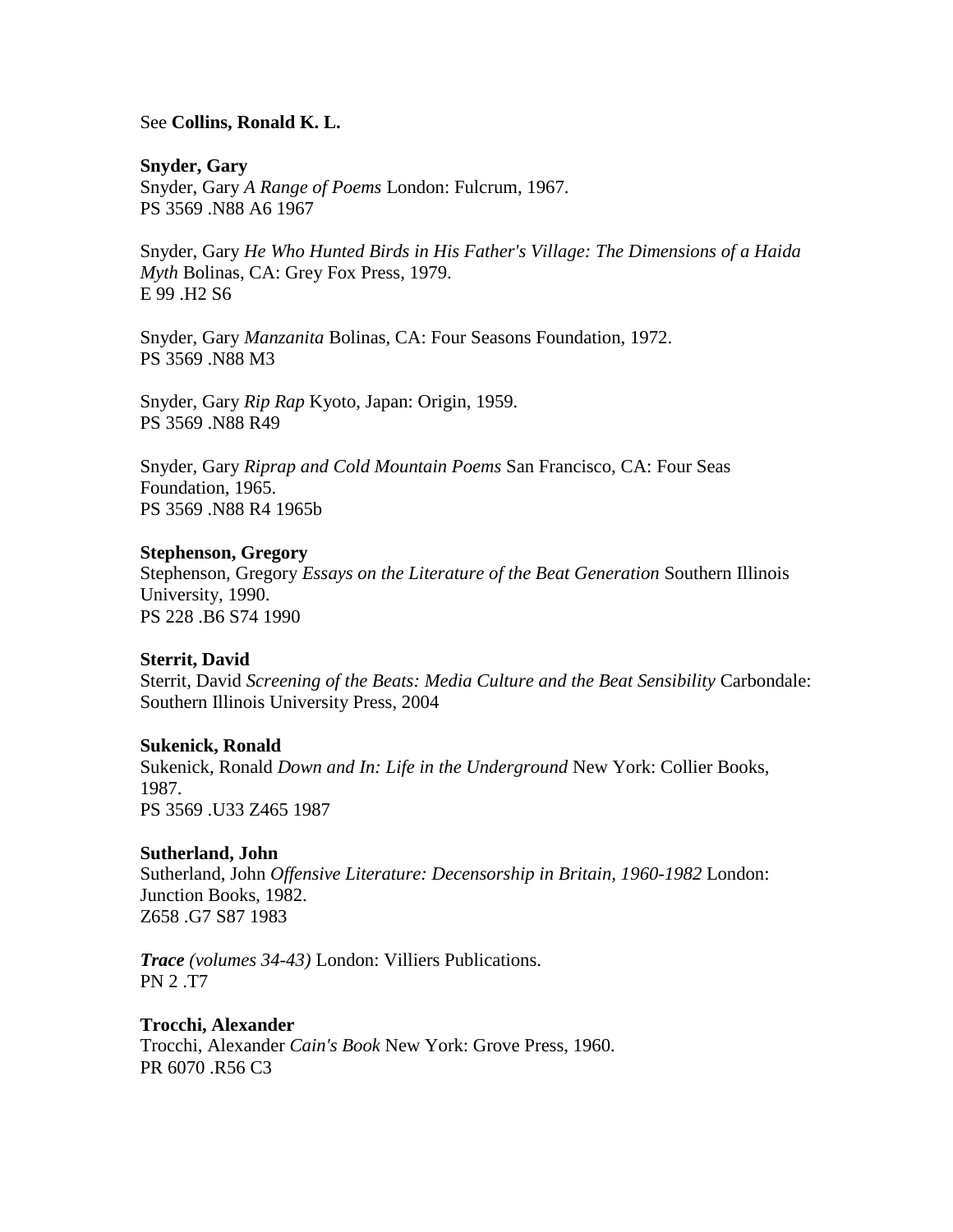See **Collins, Ronald K. L.**

**Snyder, Gary**
Snyder, Gary *A Range of Poems* London: Fulcrum, 1967.
PS 3569 .N88 A6 1967

Snyder, Gary *He Who Hunted Birds in His Father's Village: The Dimensions of a Haida Myth* Bolinas, CA: Grey Fox Press, 1979.
E 99 .H2 S6

Snyder, Gary *Manzanita* Bolinas, CA: Four Seasons Foundation, 1972.
PS 3569 .N88 M3

Snyder, Gary *Rip Rap* Kyoto, Japan: Origin, 1959.
PS 3569 .N88 R49

Snyder, Gary *Riprap and Cold Mountain Poems* San Francisco, CA: Four Seas Foundation, 1965.
PS 3569 .N88 R4 1965b

**Stephenson, Gregory**
Stephenson, Gregory *Essays on the Literature of the Beat Generation* Southern Illinois University, 1990.
PS 228 .B6 S74 1990

**Sterrit, David**
Sterrit, David *Screening of the Beats: Media Culture and the Beat Sensibility* Carbondale: Southern Illinois University Press, 2004

**Sukenick, Ronald**
Sukenick, Ronald *Down and In: Life in the Underground* New York: Collier Books, 1987.
PS 3569 .U33 Z465 1987

**Sutherland, John**
Sutherland, John *Offensive Literature: Decensorship in Britain, 1960-1982* London: Junction Books, 1982.
Z658 .G7 S87 1983

***Trace*** *(volumes 34-43)* London: Villiers Publications.
PN 2 .T7

**Trocchi, Alexander**
Trocchi, Alexander *Cain's Book* New York: Grove Press, 1960.
PR 6070 .R56 C3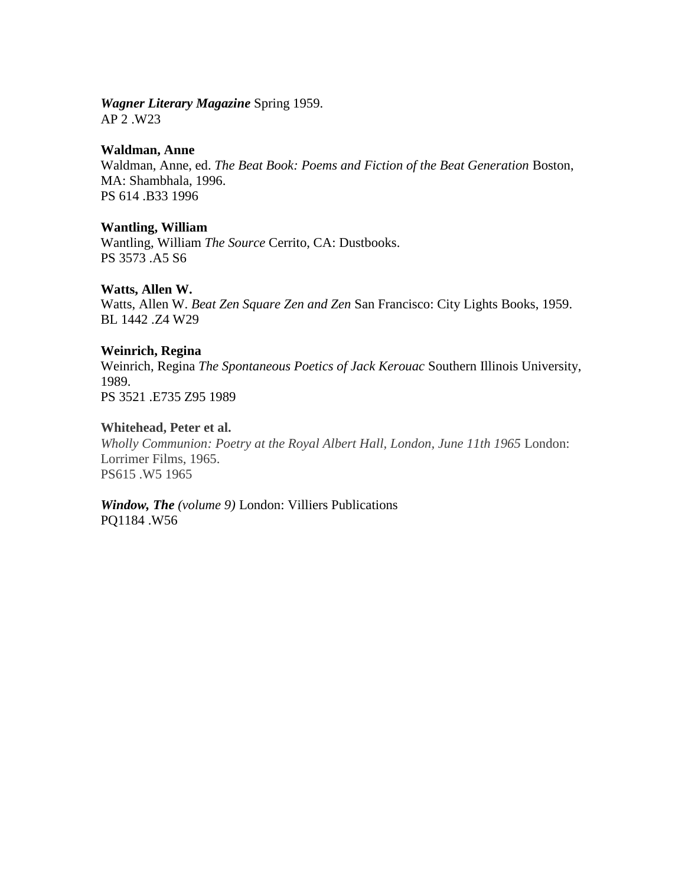***Wagner Literary Magazine*** Spring 1959.
AP 2 .W23

**Waldman, Anne**
Waldman, Anne, ed. *The Beat Book: Poems and Fiction of the Beat Generation* Boston, MA: Shambhala, 1996.
PS 614 .B33 1996

**Wantling, William**
Wantling, William *The Source* Cerrito, CA: Dustbooks.
PS 3573 .A5 S6

**Watts, Allen W.**
Watts, Allen W. *Beat Zen Square Zen and Zen* San Francisco: City Lights Books, 1959.
BL 1442 .Z4 W29

**Weinrich, Regina**
Weinrich, Regina *The Spontaneous Poetics of Jack Kerouac* Southern Illinois University, 1989.
PS 3521 .E735 Z95 1989

**Whitehead, Peter et al.**
*Wholly Communion: Poetry at the Royal Albert Hall, London, June 11th 1965* London: Lorrimer Films, 1965.
PS615 .W5 1965

***Window, The*** *(volume 9)* London: Villiers Publications
PQ1184 .W56